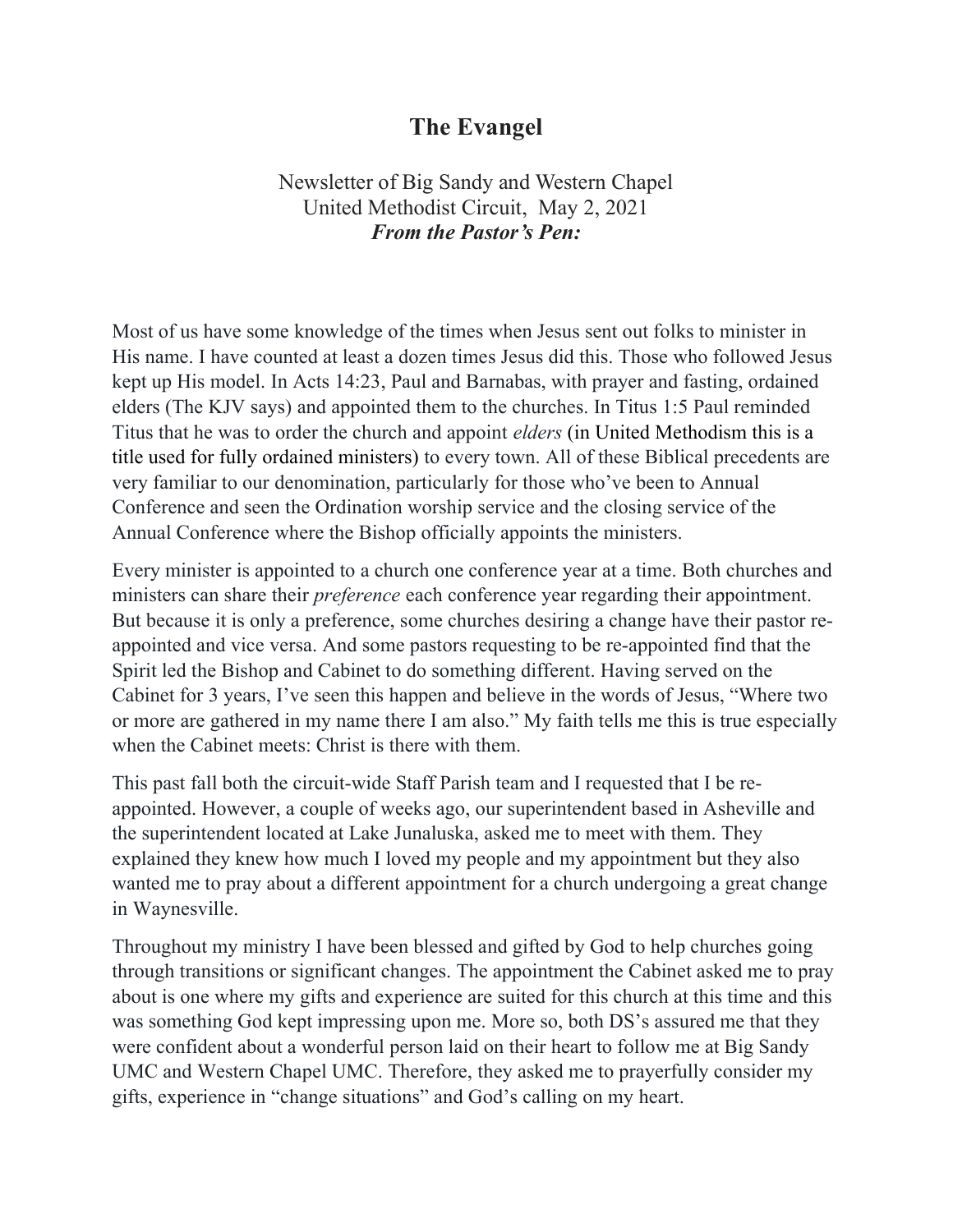# The Evangel

Newsletter of Big Sandy and Western Chapel
United Methodist Circuit, May 2, 2021

***From the Pastor's Pen:***

Most of us have some knowledge of the times when Jesus sent out folks to minister in His name. I have counted at least a dozen times Jesus did this. Those who followed Jesus kept up His model. In Acts 14:23, Paul and Barnabas, with prayer and fasting, ordained elders (The KJV says) and appointed them to the churches. In Titus 1:5 Paul reminded Titus that he was to order the church and appoint *elders* (in United Methodism this is a title used for fully ordained ministers) to every town. All of these Biblical precedents are very familiar to our denomination, particularly for those who've been to Annual Conference and seen the Ordination worship service and the closing service of the Annual Conference where the Bishop officially appoints the ministers.

Every minister is appointed to a church one conference year at a time. Both churches and ministers can share their *preference* each conference year regarding their appointment. But because it is only a preference, some churches desiring a change have their pastor re-appointed and vice versa. And some pastors requesting to be re-appointed find that the Spirit led the Bishop and Cabinet to do something different. Having served on the Cabinet for 3 years, I've seen this happen and believe in the words of Jesus, "Where two or more are gathered in my name there I am also." My faith tells me this is true especially when the Cabinet meets: Christ is there with them.

This past fall both the circuit-wide Staff Parish team and I requested that I be re-appointed. However, a couple of weeks ago, our superintendent based in Asheville and the superintendent located at Lake Junaluska, asked me to meet with them. They explained they knew how much I loved my people and my appointment but they also wanted me to pray about a different appointment for a church undergoing a great change in Waynesville.

Throughout my ministry I have been blessed and gifted by God to help churches going through transitions or significant changes. The appointment the Cabinet asked me to pray about is one where my gifts and experience are suited for this church at this time and this was something God kept impressing upon me. More so, both DS's assured me that they were confident about a wonderful person laid on their heart to follow me at Big Sandy UMC and Western Chapel UMC. Therefore, they asked me to prayerfully consider my gifts, experience in "change situations" and God's calling on my heart.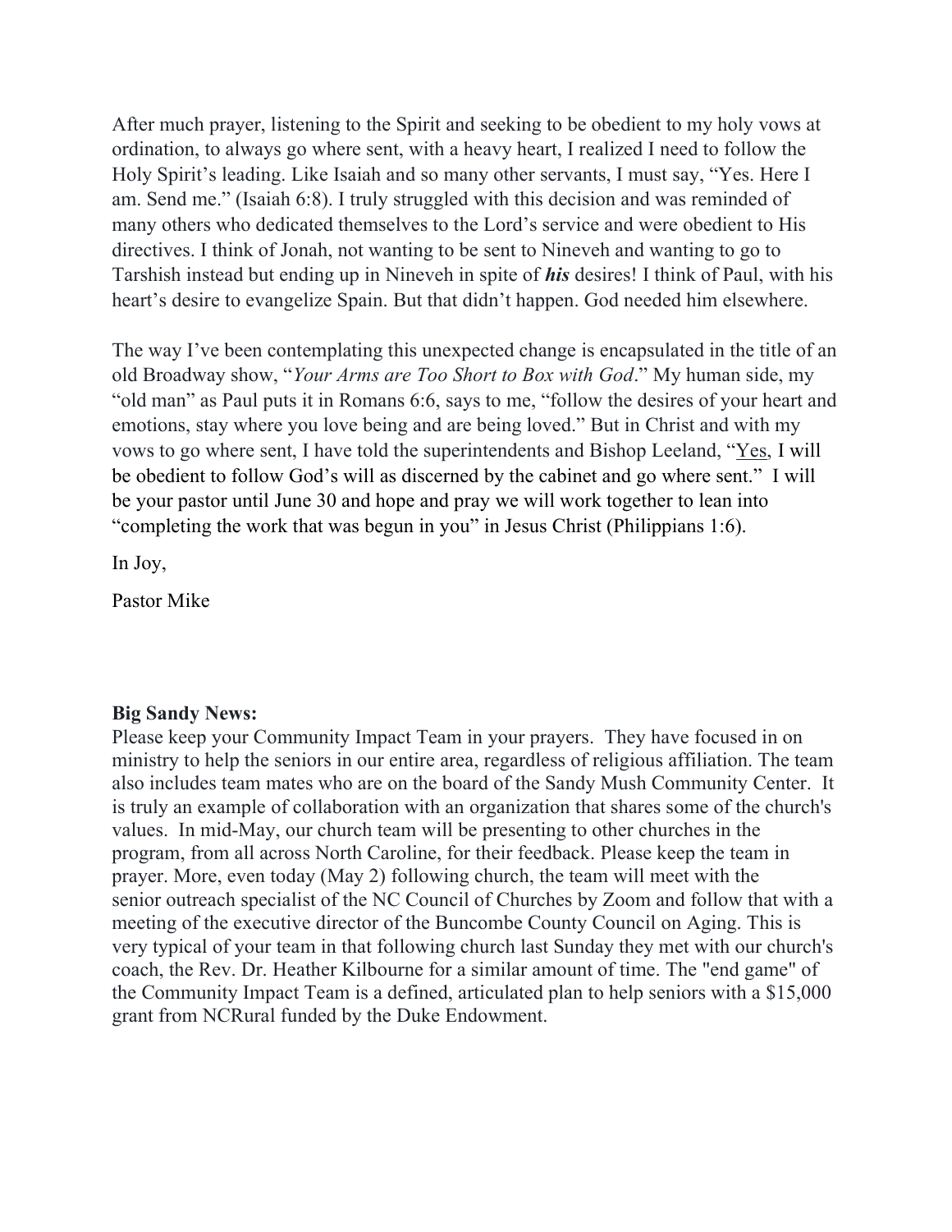After much prayer, listening to the Spirit and seeking to be obedient to my holy vows at ordination, to always go where sent, with a heavy heart, I realized I need to follow the Holy Spirit's leading. Like Isaiah and so many other servants, I must say, "Yes. Here I am. Send me." (Isaiah 6:8). I truly struggled with this decision and was reminded of many others who dedicated themselves to the Lord's service and were obedient to His directives. I think of Jonah, not wanting to be sent to Nineveh and wanting to go to Tarshish instead but ending up in Nineveh in spite of ***his*** desires! I think of Paul, with his heart's desire to evangelize Spain. But that didn't happen. God needed him elsewhere.

The way I've been contemplating this unexpected change is encapsulated in the title of an old Broadway show, "*Your Arms are Too Short to Box with God*." My human side, my "old man" as Paul puts it in Romans 6:6, says to me, "follow the desires of your heart and emotions, stay where you love being and are being loved." But in Christ and with my vows to go where sent, I have told the superintendents and Bishop Leeland, "<u>Yes</u>, I will be obedient to follow God's will as discerned by the cabinet and go where sent." I will be your pastor until June 30 and hope and pray we will work together to lean into "completing the work that was begun in you" in Jesus Christ (Philippians 1:6).

In Joy,

Pastor Mike

**Big Sandy News:**
Please keep your Community Impact Team in your prayers. They have focused in on ministry to help the seniors in our entire area, regardless of religious affiliation. The team also includes team mates who are on the board of the Sandy Mush Community Center. It is truly an example of collaboration with an organization that shares some of the church's values. In mid-May, our church team will be presenting to other churches in the program, from all across North Caroline, for their feedback. Please keep the team in prayer. More, even today (May 2) following church, the team will meet with the senior outreach specialist of the NC Council of Churches by Zoom and follow that with a meeting of the executive director of the Buncombe County Council on Aging. This is very typical of your team in that following church last Sunday they met with our church's coach, the Rev. Dr. Heather Kilbourne for a similar amount of time. The "end game" of the Community Impact Team is a defined, articulated plan to help seniors with a $15,000 grant from NCRural funded by the Duke Endowment.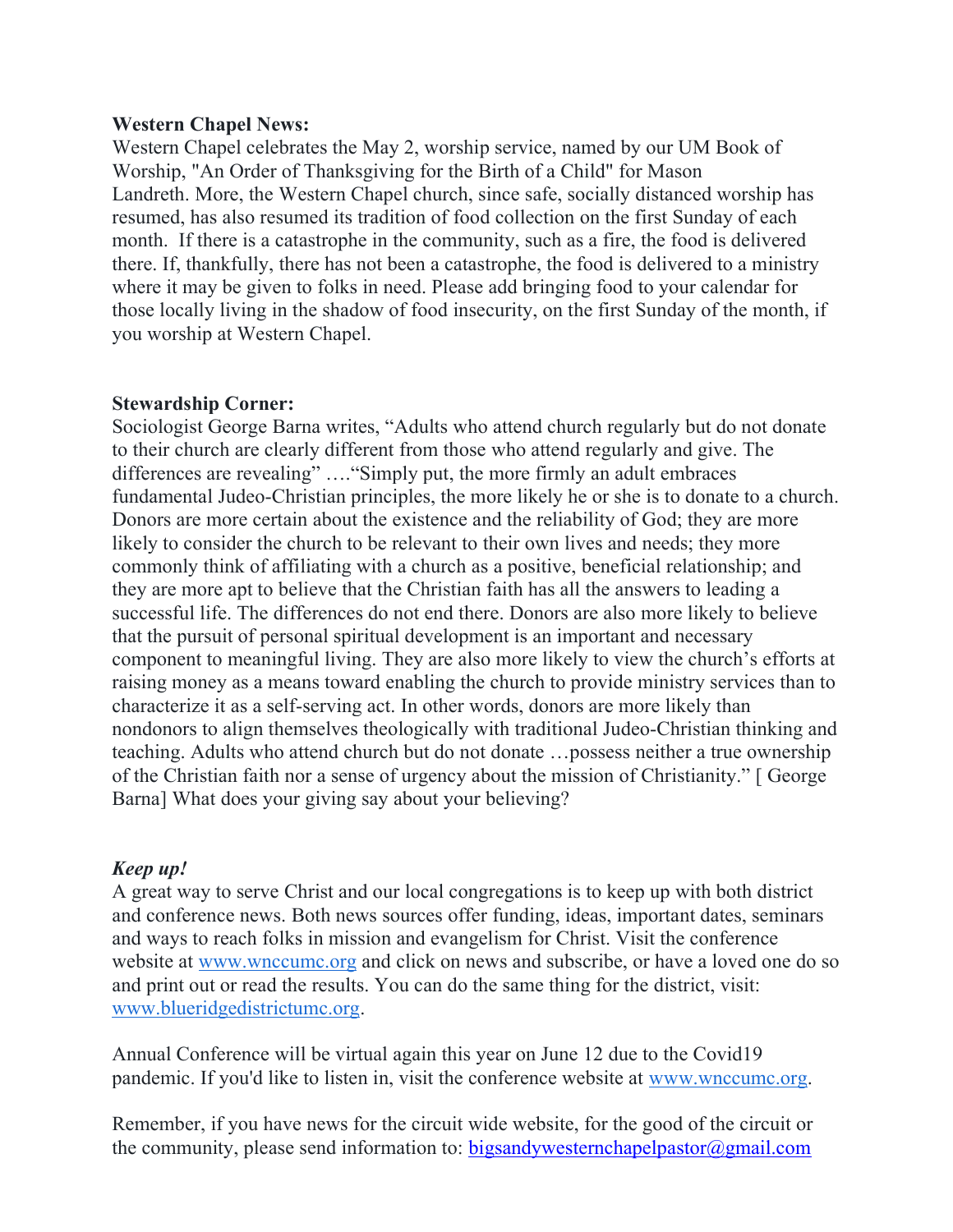**Western Chapel News:**
Western Chapel celebrates the May 2, worship service, named by our UM Book of Worship, "An Order of Thanksgiving for the Birth of a Child" for Mason Landreth. More, the Western Chapel church, since safe, socially distanced worship has resumed, has also resumed its tradition of food collection on the first Sunday of each month. If there is a catastrophe in the community, such as a fire, the food is delivered there. If, thankfully, there has not been a catastrophe, the food is delivered to a ministry where it may be given to folks in need. Please add bringing food to your calendar for those locally living in the shadow of food insecurity, on the first Sunday of the month, if you worship at Western Chapel.

**Stewardship Corner:**
Sociologist George Barna writes, "Adults who attend church regularly but do not donate to their church are clearly different from those who attend regularly and give. The differences are revealing" …."Simply put, the more firmly an adult embraces fundamental Judeo-Christian principles, the more likely he or she is to donate to a church. Donors are more certain about the existence and the reliability of God; they are more likely to consider the church to be relevant to their own lives and needs; they more commonly think of affiliating with a church as a positive, beneficial relationship; and they are more apt to believe that the Christian faith has all the answers to leading a successful life. The differences do not end there. Donors are also more likely to believe that the pursuit of personal spiritual development is an important and necessary component to meaningful living. They are also more likely to view the church's efforts at raising money as a means toward enabling the church to provide ministry services than to characterize it as a self-serving act. In other words, donors are more likely than nondonors to align themselves theologically with traditional Judeo-Christian thinking and teaching. Adults who attend church but do not donate …possess neither a true ownership of the Christian faith nor a sense of urgency about the mission of Christianity." [ George Barna] What does your giving say about your believing?

***Keep up!***
A great way to serve Christ and our local congregations is to keep up with both district and conference news. Both news sources offer funding, ideas, important dates, seminars and ways to reach folks in mission and evangelism for Christ. Visit the conference website at www.wnccumc.org and click on news and subscribe, or have a loved one do so and print out or read the results. You can do the same thing for the district, visit: www.blueridgedistrictumc.org.

Annual Conference will be virtual again this year on June 12 due to the Covid19 pandemic. If you'd like to listen in, visit the conference website at www.wnccumc.org.

Remember, if you have news for the circuit wide website, for the good of the circuit or the community, please send information to: bigsandywesternchapelpastor@gmail.com